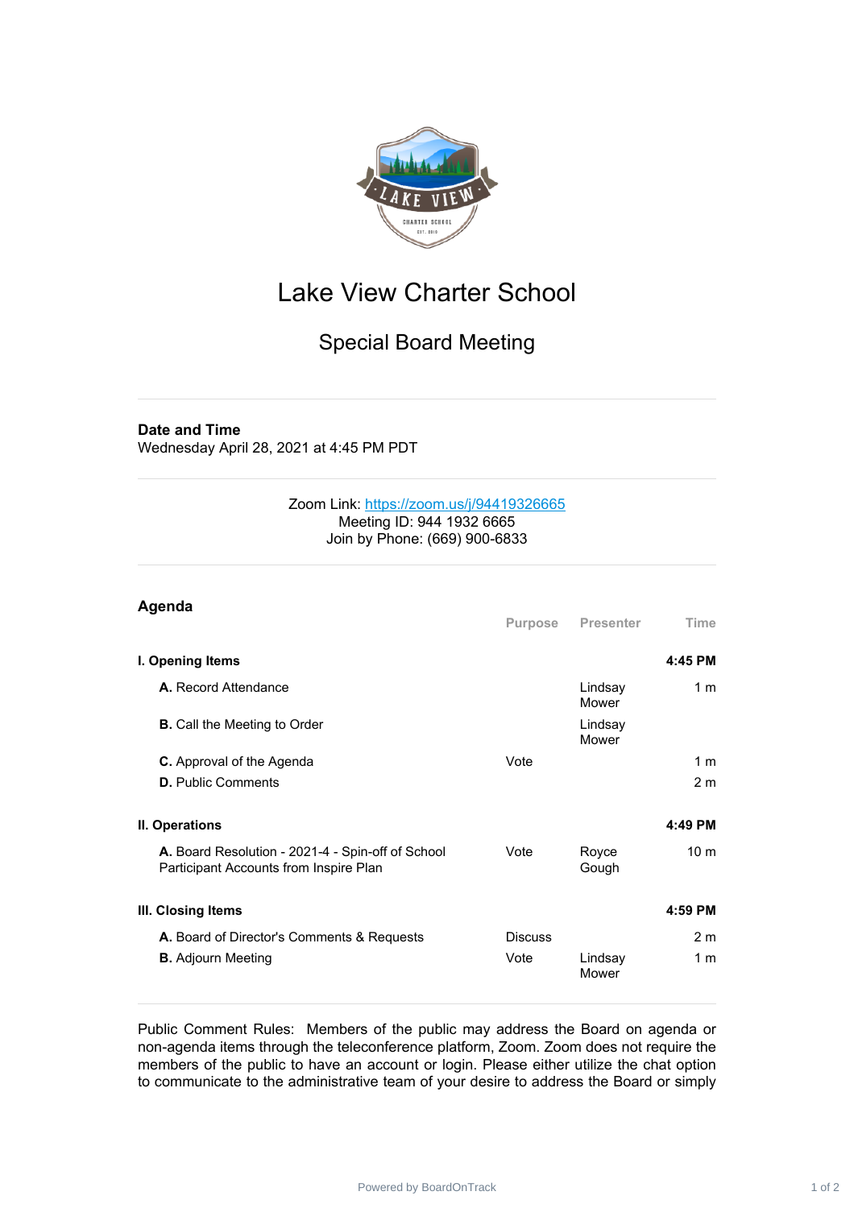# Lake View Charter School

## Special Board Meeting

**Date and Time**
Wednesday April 28, 2021 at 4:45 PM PDT

Zoom Link: https://zoom.us/j/94419326665
Meeting ID: 944 1932 6665
Join by Phone: (669) 900-6833

## Agenda

| | Purpose | Presenter | Time |
|---|---|---|---|
| **I. Opening Items** | | | **4:45 PM** |
| **A.** Record Attendance | | Lindsay Mower | 1 m |
| **B.** Call the Meeting to Order | | Lindsay Mower | |
| **C.** Approval of the Agenda | Vote | | 1 m |
| **D.** Public Comments | | | 2 m |
| **II. Operations** | | | **4:49 PM** |
| **A.** Board Resolution - 2021-4 - Spin-off of School Participant Accounts from Inspire Plan | Vote | Royce Gough | 10 m |
| **III. Closing Items** | | | **4:59 PM** |
| **A.** Board of Director's Comments & Requests | Discuss | | 2 m |
| **B.** Adjourn Meeting | Vote | Lindsay Mower | 1 m |

Public Comment Rules: Members of the public may address the Board on agenda or non-agenda items through the teleconference platform, Zoom. Zoom does not require the members of the public to have an account or login. Please either utilize the chat option to communicate to the administrative team of your desire to address the Board or simply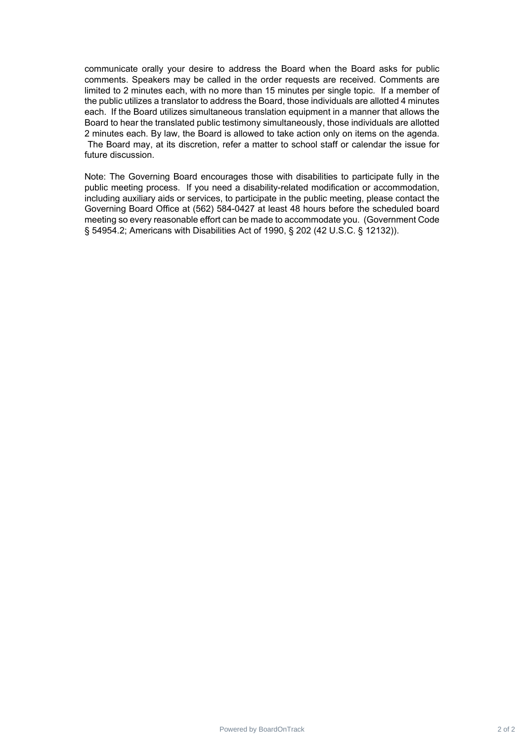communicate orally your desire to address the Board when the Board asks for public comments. Speakers may be called in the order requests are received. Comments are limited to 2 minutes each, with no more than 15 minutes per single topic. If a member of the public utilizes a translator to address the Board, those individuals are allotted 4 minutes each. If the Board utilizes simultaneous translation equipment in a manner that allows the Board to hear the translated public testimony simultaneously, those individuals are allotted 2 minutes each. By law, the Board is allowed to take action only on items on the agenda. The Board may, at its discretion, refer a matter to school staff or calendar the issue for future discussion.

Note: The Governing Board encourages those with disabilities to participate fully in the public meeting process. If you need a disability-related modification or accommodation, including auxiliary aids or services, to participate in the public meeting, please contact the Governing Board Office at (562) 584-0427 at least 48 hours before the scheduled board meeting so every reasonable effort can be made to accommodate you. (Government Code § 54954.2; Americans with Disabilities Act of 1990, § 202 (42 U.S.C. § 12132)).